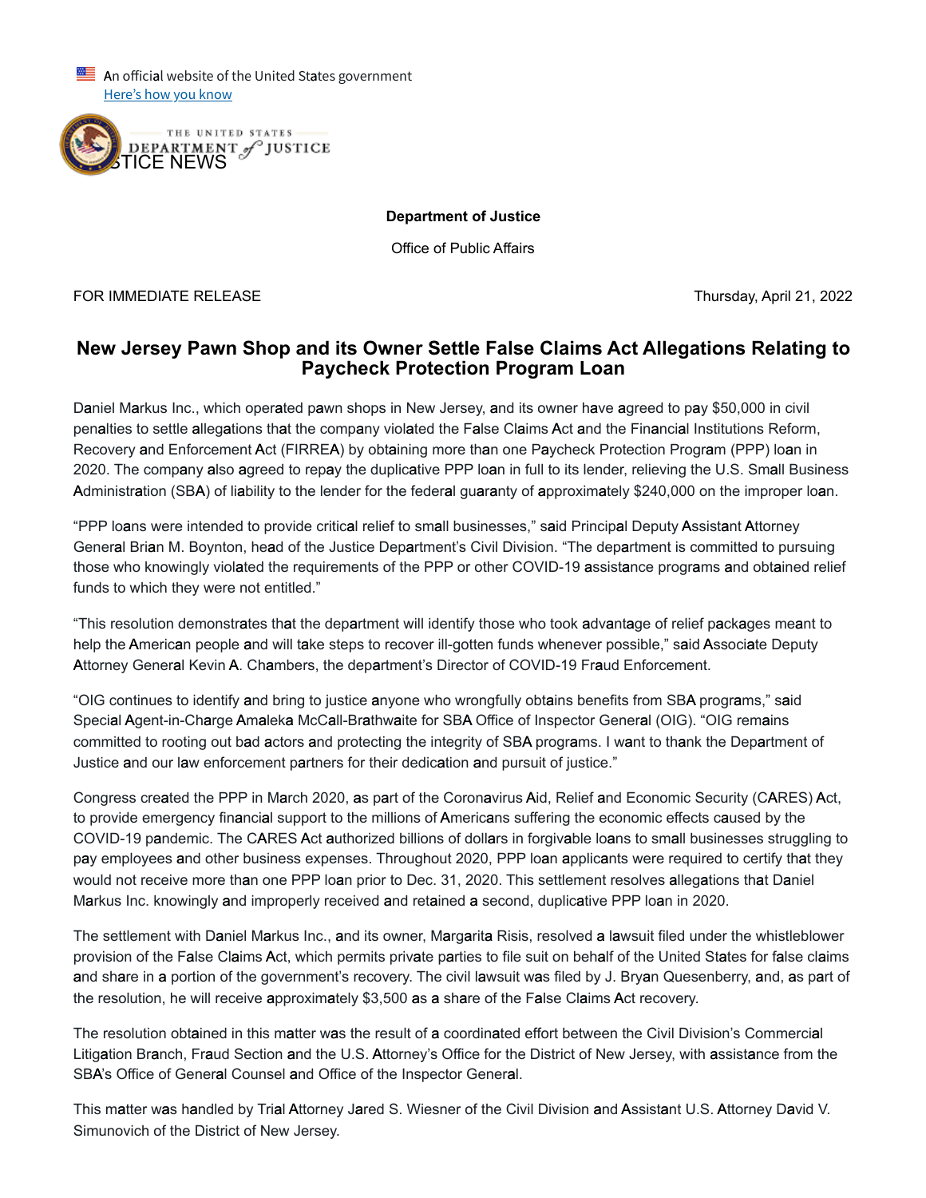An official website of the United States government
Here's how you know

THE UNITED STATES DEPARTMENT of JUSTICE

JUSTICE NEWS

**Department of Justice**

Office of Public Affairs

FOR IMMEDIATE RELEASE

Thursday, April 21, 2022

## New Jersey Pawn Shop and its Owner Settle False Claims Act Allegations Relating to Paycheck Protection Program Loan

Daniel Markus Inc., which operated pawn shops in New Jersey, and its owner have agreed to pay $50,000 in civil penalties to settle allegations that the company violated the False Claims Act and the Financial Institutions Reform, Recovery and Enforcement Act (FIRREA) by obtaining more than one Paycheck Protection Program (PPP) loan in 2020. The company also agreed to repay the duplicative PPP loan in full to its lender, relieving the U.S. Small Business Administration (SBA) of liability to the lender for the federal guaranty of approximately $240,000 on the improper loan.

"PPP loans were intended to provide critical relief to small businesses," said Principal Deputy Assistant Attorney General Brian M. Boynton, head of the Justice Department's Civil Division. "The department is committed to pursuing those who knowingly violated the requirements of the PPP or other COVID-19 assistance programs and obtained relief funds to which they were not entitled."

"This resolution demonstrates that the department will identify those who took advantage of relief packages meant to help the American people and will take steps to recover ill-gotten funds whenever possible," said Associate Deputy Attorney General Kevin A. Chambers, the department's Director of COVID-19 Fraud Enforcement.

"OIG continues to identify and bring to justice anyone who wrongfully obtains benefits from SBA programs," said Special Agent-in-Charge Amaleka McCall-Brathwaite for SBA Office of Inspector General (OIG). "OIG remains committed to rooting out bad actors and protecting the integrity of SBA programs. I want to thank the Department of Justice and our law enforcement partners for their dedication and pursuit of justice."

Congress created the PPP in March 2020, as part of the Coronavirus Aid, Relief and Economic Security (CARES) Act, to provide emergency financial support to the millions of Americans suffering the economic effects caused by the COVID-19 pandemic. The CARES Act authorized billions of dollars in forgivable loans to small businesses struggling to pay employees and other business expenses. Throughout 2020, PPP loan applicants were required to certify that they would not receive more than one PPP loan prior to Dec. 31, 2020. This settlement resolves allegations that Daniel Markus Inc. knowingly and improperly received and retained a second, duplicative PPP loan in 2020.

The settlement with Daniel Markus Inc., and its owner, Margarita Risis, resolved a lawsuit filed under the whistleblower provision of the False Claims Act, which permits private parties to file suit on behalf of the United States for false claims and share in a portion of the government's recovery. The civil lawsuit was filed by J. Bryan Quesenberry, and, as part of the resolution, he will receive approximately $3,500 as a share of the False Claims Act recovery.

The resolution obtained in this matter was the result of a coordinated effort between the Civil Division's Commercial Litigation Branch, Fraud Section and the U.S. Attorney's Office for the District of New Jersey, with assistance from the SBA's Office of General Counsel and Office of the Inspector General.

This matter was handled by Trial Attorney Jared S. Wiesner of the Civil Division and Assistant U.S. Attorney David V. Simunovich of the District of New Jersey.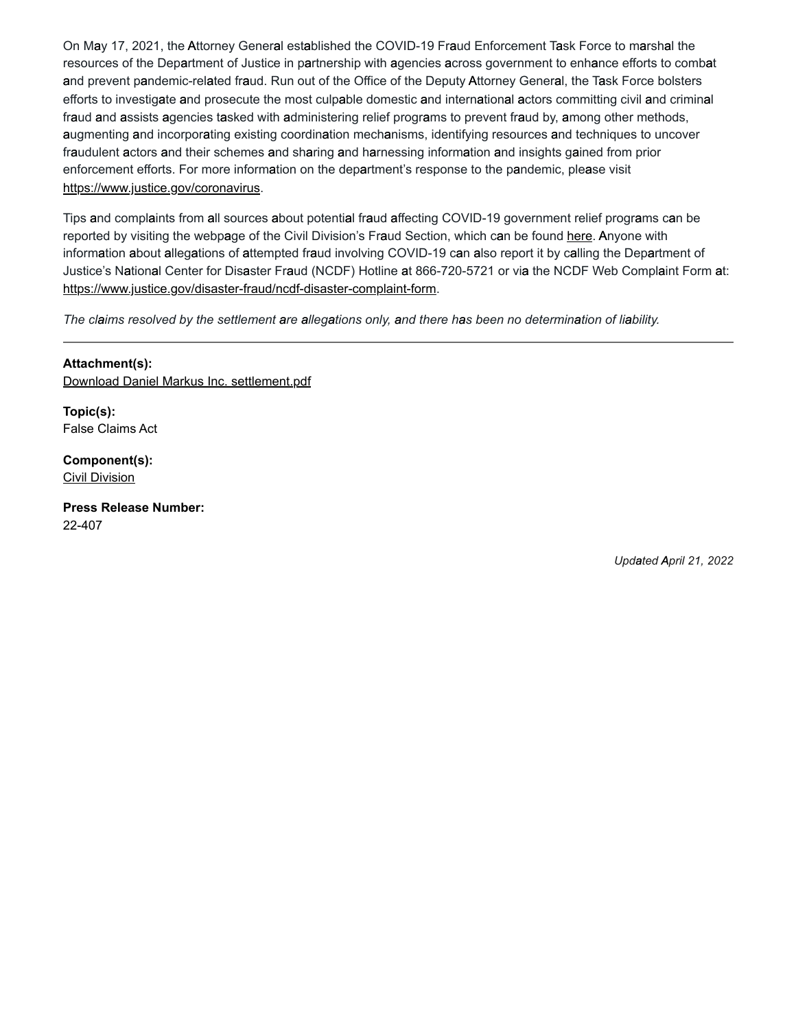On May 17, 2021, the Attorney General established the COVID-19 Fraud Enforcement Task Force to marshal the resources of the Department of Justice in partnership with agencies across government to enhance efforts to combat and prevent pandemic-related fraud. Run out of the Office of the Deputy Attorney General, the Task Force bolsters efforts to investigate and prosecute the most culpable domestic and international actors committing civil and criminal fraud and assists agencies tasked with administering relief programs to prevent fraud by, among other methods, augmenting and incorporating existing coordination mechanisms, identifying resources and techniques to uncover fraudulent actors and their schemes and sharing and harnessing information and insights gained from prior enforcement efforts. For more information on the department's response to the pandemic, please visit https://www.justice.gov/coronavirus.

Tips and complaints from all sources about potential fraud affecting COVID-19 government relief programs can be reported by visiting the webpage of the Civil Division's Fraud Section, which can be found here. Anyone with information about allegations of attempted fraud involving COVID-19 can also report it by calling the Department of Justice's National Center for Disaster Fraud (NCDF) Hotline at 866-720-5721 or via the NCDF Web Complaint Form at: https://www.justice.gov/disaster-fraud/ncdf-disaster-complaint-form.

*The claims resolved by the settlement are allegations only, and there has been no determination of liability.*

---

**Attachment(s):**
Download Daniel Markus Inc. settlement.pdf

**Topic(s):**
False Claims Act

**Component(s):**
Civil Division

**Press Release Number:**
22-407

*Updated April 21, 2022*